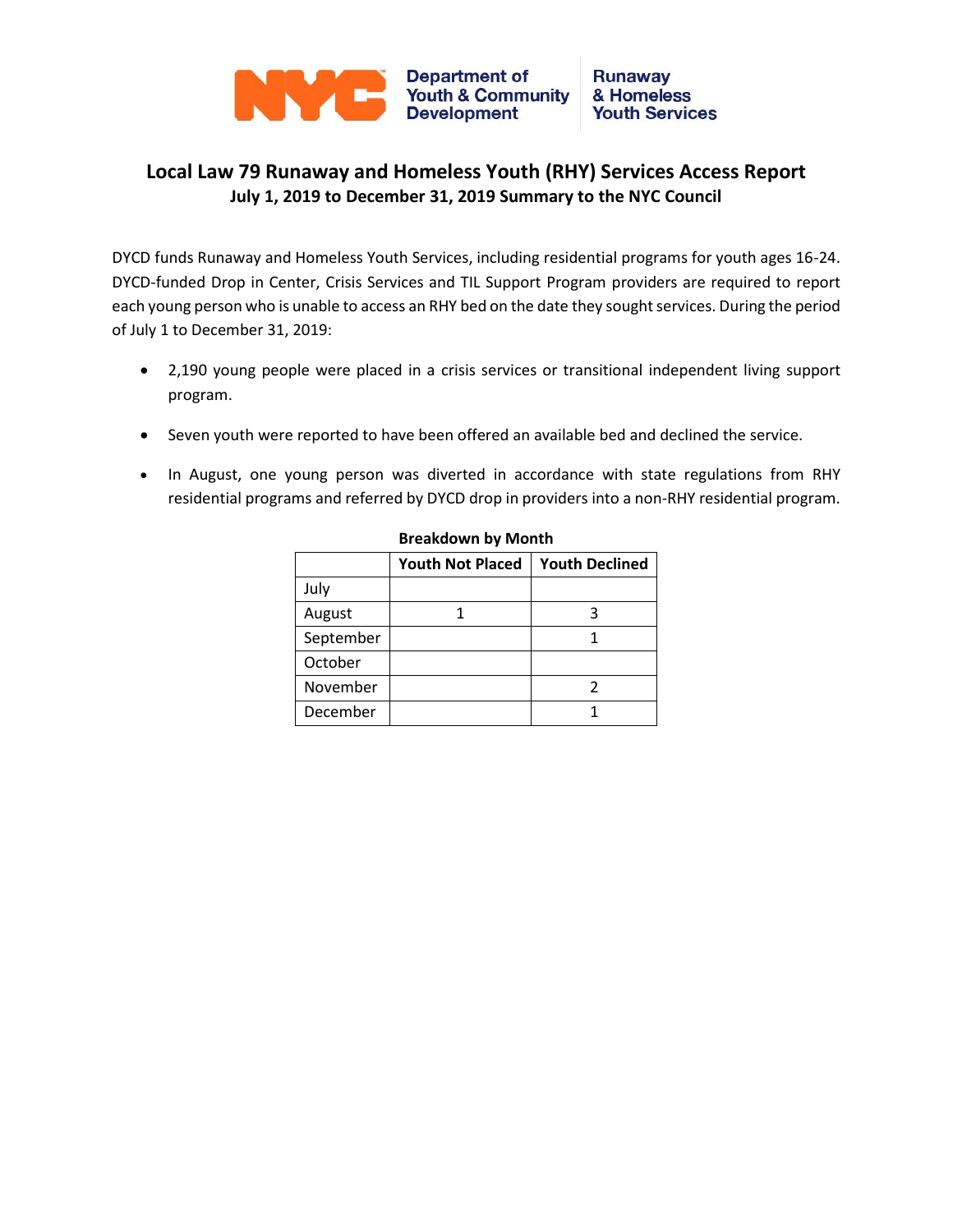# Local Law 79 Runaway and Homeless Youth (RHY) Services Access Report

## July 1, 2019 to December 31, 2019 Summary to the NYC Council

DYCD funds Runaway and Homeless Youth Services, including residential programs for youth ages 16-24. DYCD-funded Drop in Center, Crisis Services and TIL Support Program providers are required to report each young person who is unable to access an RHY bed on the date they sought services. During the period of July 1 to December 31, 2019:

- 2,190 young people were placed in a crisis services or transitional independent living support program.
- Seven youth were reported to have been offered an available bed and declined the service.
- In August, one young person was diverted in accordance with state regulations from RHY residential programs and referred by DYCD drop in providers into a non-RHY residential program.

**Breakdown by Month**

| | Youth Not Placed | Youth Declined |
|---|---|---|
| July | | |
| August | 1 | 3 |
| September | | 1 |
| October | | |
| November | | 2 |
| December | | 1 |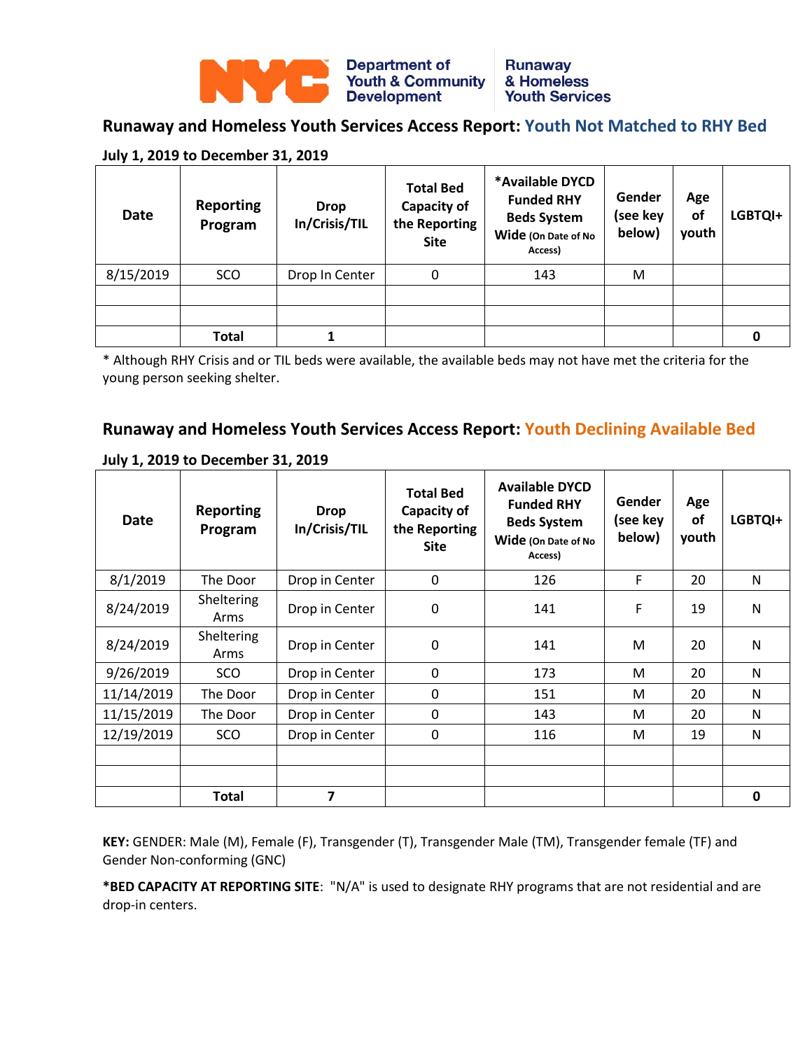NYC Department of Youth & Community Development | Runaway & Homeless Youth Services

## Runaway and Homeless Youth Services Access Report: Youth Not Matched to RHY Bed

**July 1, 2019 to December 31, 2019**

| Date | Reporting Program | Drop In/Crisis/TIL | Total Bed Capacity of the Reporting Site | *Available DYCD Funded RHY Beds System Wide (On Date of No Access) | Gender (see key below) | Age of youth | LGBTQI+ |
|---|---|---|---|---|---|---|---|
| 8/15/2019 | SCO | Drop In Center | 0 | 143 | M | | |
| | | | | | | | |
| | | | | | | | |
| | **Total** | **1** | | | | | **0** |

* Although RHY Crisis and or TIL beds were available, the available beds may not have met the criteria for the young person seeking shelter.

## Runaway and Homeless Youth Services Access Report: Youth Declining Available Bed

**July 1, 2019 to December 31, 2019**

| Date | Reporting Program | Drop In/Crisis/TIL | Total Bed Capacity of the Reporting Site | Available DYCD Funded RHY Beds System Wide (On Date of No Access) | Gender (see key below) | Age of youth | LGBTQI+ |
|---|---|---|---|---|---|---|---|
| 8/1/2019 | The Door | Drop in Center | 0 | 126 | F | 20 | N |
| 8/24/2019 | Sheltering Arms | Drop in Center | 0 | 141 | F | 19 | N |
| 8/24/2019 | Sheltering Arms | Drop in Center | 0 | 141 | M | 20 | N |
| 9/26/2019 | SCO | Drop in Center | 0 | 173 | M | 20 | N |
| 11/14/2019 | The Door | Drop in Center | 0 | 151 | M | 20 | N |
| 11/15/2019 | The Door | Drop in Center | 0 | 143 | M | 20 | N |
| 12/19/2019 | SCO | Drop in Center | 0 | 116 | M | 19 | N |
| | | | | | | | |
| | | | | | | | |
| | **Total** | **7** | | | | | **0** |

**KEY:** GENDER: Male (M), Female (F), Transgender (T), Transgender Male (TM), Transgender female (TF) and Gender Non-conforming (GNC)

***BED CAPACITY AT REPORTING SITE**: "N/A" is used to designate RHY programs that are not residential and are drop-in centers.